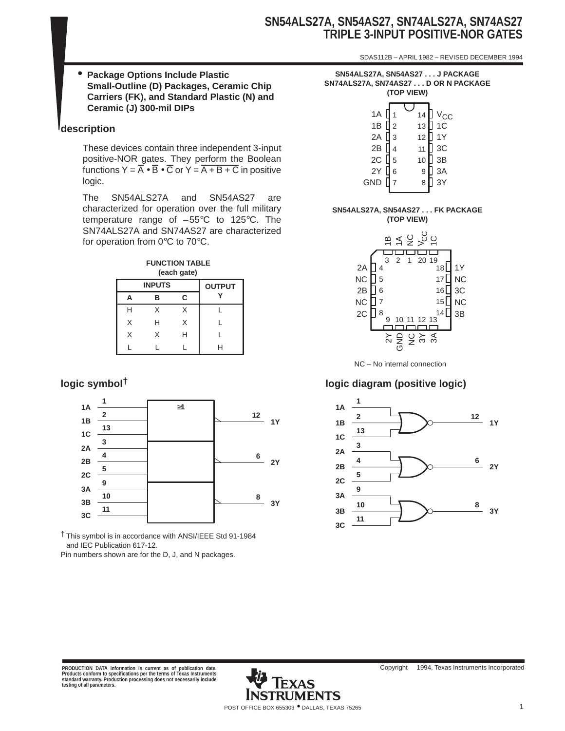# SN54ALS27A, SN54AS27, SN74ALS27A, SN74AS27
# TRIPLE 3-INPUT POSITIVE-NOR GATES

SDAS112B – APRIL 1982 – REVISED DECEMBER 1994

- **Package Options Include Plastic Small-Outline (D) Packages, Ceramic Chip Carriers (FK), and Standard Plastic (N) and Ceramic (J) 300-mil DIPs**

## description

These devices contain three independent 3-input positive-NOR gates. They perform the Boolean functions $Y = \overline{A} \bullet \overline{B} \bullet \overline{C}$ or $Y = \overline{A + B + C}$ in positive logic.

The SN54ALS27A and SN54AS27 are characterized for operation over the full military temperature range of –55°C to 125°C. The SN74ALS27A and SN74AS27 are characterized for operation from 0°C to 70°C.

**FUNCTION TABLE (each gate)**

| INPUTS | | | OUTPUT |
|---|---|---|---|
| A | B | C | Y |
| H | X | X | L |
| X | H | X | L |
| X | X | H | L |
| L | L | L | H |

**SN54ALS27A, SN54AS27 . . . J PACKAGE**
**SN74ALS27A, SN74AS27 . . . D OR N PACKAGE**
**(TOP VIEW)**

| Pin | Name | Pin | Name |
|---|---|---|---|
| 1 | 1A | 14 | $V_{CC}$ |
| 2 | 1B | 13 | 1C |
| 3 | 2A | 12 | 1Y |
| 4 | 2B | 11 | 3C |
| 5 | 2C | 10 | 3B |
| 6 | 2Y | 9 | 3A |
| 7 | GND | 8 | 3Y |

**SN54ALS27A, SN54AS27 . . . FK PACKAGE**
**(TOP VIEW)**

| Pin | Name | Pin | Name |
|---|---|---|---|
| 1 | NC | 11 | NC |
| 2 | 1A | 12 | 3Y |
| 3 | 1B | 13 | 3A |
| 4 | 2A | 14 | 3B |
| 5 | NC | 15 | NC |
| 6 | 2B | 16 | 3C |
| 7 | NC | 17 | NC |
| 8 | 2C | 18 | 1Y |
| 9 | 2Y | 19 | 1C |
| 10 | GND | 20 | $V_{CC}$ |

NC – No internal connection

## logic symbol†

Gate (≥1): inputs 1A (1), 1B (2), 1C (13) → 1Y (12); 2A (3), 2B (4), 2C (5) → 2Y (6); 3A (9), 3B (10), 3C (11) → 3Y (8)

† This symbol is in accordance with ANSI/IEEE Std 91-1984 and IEC Publication 617-12.

Pin numbers shown are for the D, J, and N packages.

## logic diagram (positive logic)

NOR gates: 1A (1), 1B (2), 1C (13) → 1Y (12); 2A (3), 2B (4), 2C (5) → 2Y (6); 3A (9), 3B (10), 3C (11) → 3Y (8)

PRODUCTION DATA information is current as of publication date. Products conform to specifications per the terms of Texas Instruments standard warranty. Production processing does not necessarily include testing of all parameters.

Copyright © 1994, Texas Instruments Incorporated

TEXAS INSTRUMENTS

POST OFFICE BOX 655303 • DALLAS, TEXAS 75265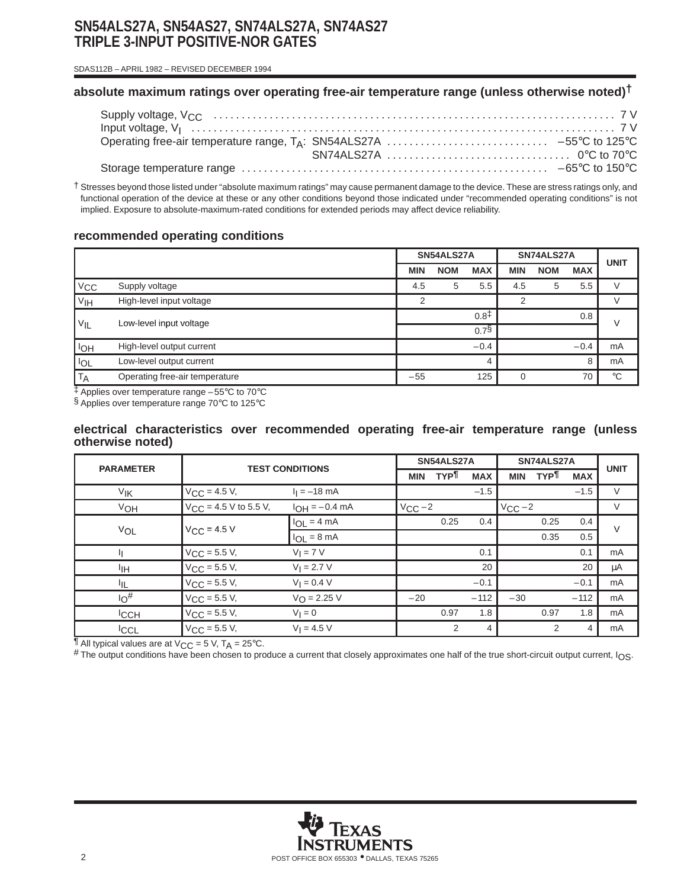## absolute maximum ratings over operating free-air temperature range (unless otherwise noted)†

Supply voltage, $V_{CC}$ . . . . . . . . . . 7 V
Input voltage, $V_I$ . . . . . . . . . . 7 V
Operating free-air temperature range, $T_A$: SN54ALS27A . . . . . . . . . . −55°C to 125°C
SN74ALS27A . . . . . . . . . . 0°C to 70°C
Storage temperature range . . . . . . . . . . −65°C to 150°C

† Stresses beyond those listed under "absolute maximum ratings" may cause permanent damage to the device. These are stress ratings only, and functional operation of the device at these or any other conditions beyond those indicated under "recommended operating conditions" is not implied. Exposure to absolute-maximum-rated conditions for extended periods may affect device reliability.

## recommended operating conditions

| | | SN54ALS27A | | | SN74ALS27A | | | UNIT |
|---|---|---|---|---|---|---|---|---|
| | | MIN | NOM | MAX | MIN | NOM | MAX | |
| $V_{CC}$ | Supply voltage | 4.5 | 5 | 5.5 | 4.5 | 5 | 5.5 | V |
| $V_{IH}$ | High-level input voltage | 2 | | | 2 | | | V |
| $V_{IL}$ | Low-level input voltage | | | 0.8‡ | | | 0.8 | V |
| | | | | 0.7§ | | | | |
| $I_{OH}$ | High-level output current | | | −0.4 | | | −0.4 | mA |
| $I_{OL}$ | Low-level output current | | | 4 | | | 8 | mA |
| $T_A$ | Operating free-air temperature | −55 | | 125 | 0 | | 70 | °C |

‡ Applies over temperature range −55°C to 70°C
§ Applies over temperature range 70°C to 125°C

## electrical characteristics over recommended operating free-air temperature range (unless otherwise noted)

| PARAMETER | TEST CONDITIONS | | SN54ALS27A | | | SN74ALS27A | | | UNIT |
|---|---|---|---|---|---|---|---|---|---|
| | | | MIN | TYP¶ | MAX | MIN | TYP¶ | MAX | |
| $V_{IK}$ | $V_{CC}$ = 4.5 V, | $I_I$ = −18 mA | | | −1.5 | | | −1.5 | V |
| $V_{OH}$ | $V_{CC}$ = 4.5 V to 5.5 V, | $I_{OH}$ = −0.4 mA | $V_{CC}$ − 2 | | | $V_{CC}$ − 2 | | | V |
| $V_{OL}$ | $V_{CC}$ = 4.5 V | $I_{OL}$ = 4 mA | | 0.25 | 0.4 | | 0.25 | 0.4 | V |
| | | $I_{OL}$ = 8 mA | | | | | 0.35 | 0.5 | |
| $I_I$ | $V_{CC}$ = 5.5 V, | $V_I$ = 7 V | | | 0.1 | | | 0.1 | mA |
| $I_{IH}$ | $V_{CC}$ = 5.5 V, | $V_I$ = 2.7 V | | | 20 | | | 20 | μA |
| $I_{IL}$ | $V_{CC}$ = 5.5 V, | $V_I$ = 0.4 V | | | −0.1 | | | −0.1 | mA |
| $I_O$# | $V_{CC}$ = 5.5 V, | $V_O$ = 2.25 V | −20 | | −112 | −30 | | −112 | mA |
| $I_{CCH}$ | $V_{CC}$ = 5.5 V, | $V_I$ = 0 | | 0.97 | 1.8 | | 0.97 | 1.8 | mA |
| $I_{CCL}$ | $V_{CC}$ = 5.5 V, | $V_I$ = 4.5 V | | 2 | 4 | | 2 | 4 | mA |

¶ All typical values are at $V_{CC}$ = 5 V, $T_A$ = 25°C.
# The output conditions have been chosen to produce a current that closely approximates one half of the true short-circuit output current, $I_{OS}$.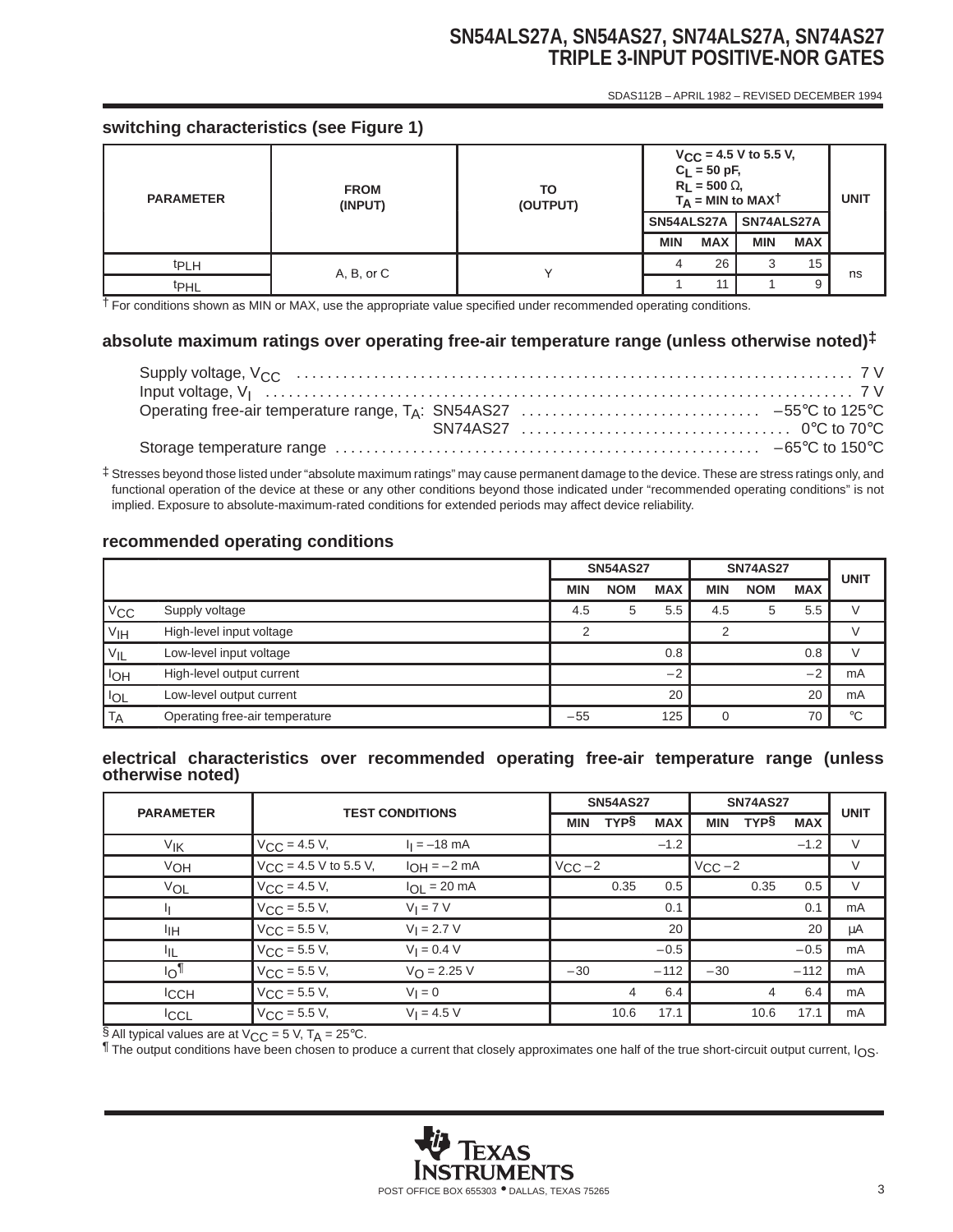## switching characteristics (see Figure 1)

| PARAMETER | FROM (INPUT) | TO (OUTPUT) | $V_{CC}$ = 4.5 V to 5.5 V, $C_L$ = 50 pF, $R_L$ = 500 Ω, $T_A$ = MIN to MAX† | | | | UNIT |
|---|---|---|---|---|---|---|---|
| | | | SN54ALS27A | | SN74ALS27A | | |
| | | | MIN | MAX | MIN | MAX | |
| $t_{PLH}$ | A, B, or C | Y | 4 | 26 | 3 | 15 | ns |
| $t_{PHL}$ | | | 1 | 11 | 1 | 9 | |

† For conditions shown as MIN or MAX, use the appropriate value specified under recommended operating conditions.

## absolute maximum ratings over operating free-air temperature range (unless otherwise noted)‡

Supply voltage, $V_{CC}$ .......... 7 V
Input voltage, $V_I$ .......... 7 V
Operating free-air temperature range, $T_A$: SN54AS27 .......... –55°C to 125°C
SN74AS27 .......... 0°C to 70°C
Storage temperature range .......... –65°C to 150°C

‡ Stresses beyond those listed under "absolute maximum ratings" may cause permanent damage to the device. These are stress ratings only, and functional operation of the device at these or any other conditions beyond those indicated under "recommended operating conditions" is not implied. Exposure to absolute-maximum-rated conditions for extended periods may affect device reliability.

## recommended operating conditions

| | | SN54AS27 | | | SN74AS27 | | | UNIT |
|---|---|---|---|---|---|---|---|---|
| | | MIN | NOM | MAX | MIN | NOM | MAX | |
| $V_{CC}$ | Supply voltage | 4.5 | 5 | 5.5 | 4.5 | 5 | 5.5 | V |
| $V_{IH}$ | High-level input voltage | 2 | | | 2 | | | V |
| $V_{IL}$ | Low-level input voltage | | | 0.8 | | | 0.8 | V |
| $I_{OH}$ | High-level output current | | | –2 | | | –2 | mA |
| $I_{OL}$ | Low-level output current | | | 20 | | | 20 | mA |
| $T_A$ | Operating free-air temperature | –55 | | 125 | 0 | | 70 | °C |

## electrical characteristics over recommended operating free-air temperature range (unless otherwise noted)

| PARAMETER | TEST CONDITIONS | | SN54AS27 | | | SN74AS27 | | | UNIT |
|---|---|---|---|---|---|---|---|---|---|
| | | | MIN | TYP§ | MAX | MIN | TYP§ | MAX | |
| $V_{IK}$ | $V_{CC}$ = 4.5 V, | $I_I$ = –18 mA | | | –1.2 | | | –1.2 | V |
| $V_{OH}$ | $V_{CC}$ = 4.5 V to 5.5 V, | $I_{OH}$ = –2 mA | $V_{CC}$ –2 | | | $V_{CC}$ –2 | | | V |
| $V_{OL}$ | $V_{CC}$ = 4.5 V, | $I_{OL}$ = 20 mA | | 0.35 | 0.5 | | 0.35 | 0.5 | V |
| $I_I$ | $V_{CC}$ = 5.5 V, | $V_I$ = 7 V | | | 0.1 | | | 0.1 | mA |
| $I_{IH}$ | $V_{CC}$ = 5.5 V, | $V_I$ = 2.7 V | | | 20 | | | 20 | μA |
| $I_{IL}$ | $V_{CC}$ = 5.5 V, | $V_I$ = 0.4 V | | | –0.5 | | | –0.5 | mA |
| $I_O$¶ | $V_{CC}$ = 5.5 V, | $V_O$ = 2.25 V | –30 | | –112 | –30 | | –112 | mA |
| $I_{CCH}$ | $V_{CC}$ = 5.5 V, | $V_I$ = 0 | | 4 | 6.4 | | 4 | 6.4 | mA |
| $I_{CCL}$ | $V_{CC}$ = 5.5 V, | $V_I$ = 4.5 V | | 10.6 | 17.1 | | 10.6 | 17.1 | mA |

§ All typical values are at $V_{CC}$ = 5 V, $T_A$ = 25°C.
¶ The output conditions have been chosen to produce a current that closely approximates one half of the true short-circuit output current, $I_{OS}$.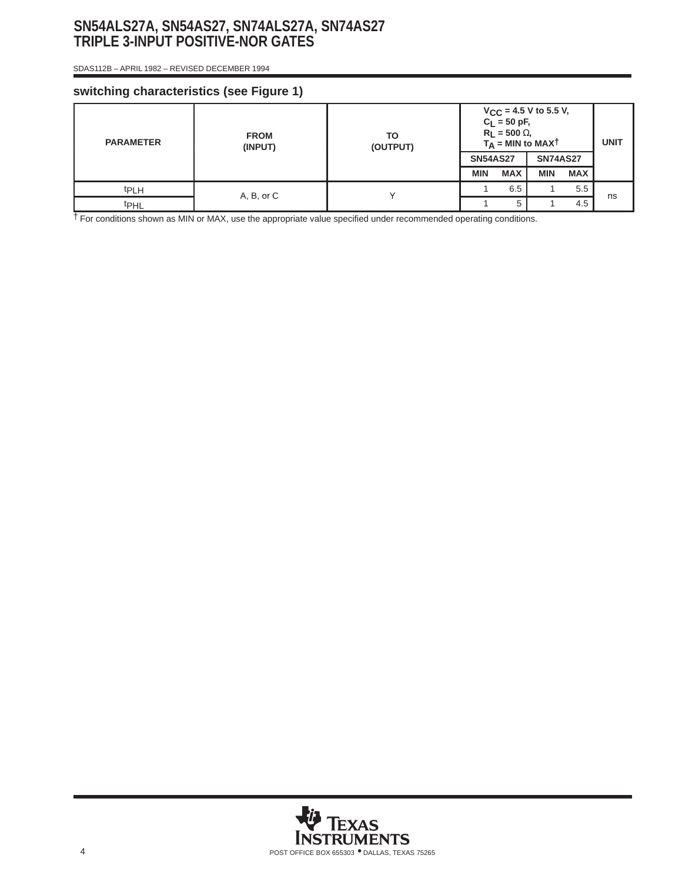### switching characteristics (see Figure 1)

| PARAMETER | FROM (INPUT) | TO (OUTPUT) | $V_{CC}$ = 4.5 V to 5.5 V, $C_L$ = 50 pF, $R_L$ = 500 Ω, $T_A$ = MIN to MAX† | | | | UNIT |
|---|---|---|---|---|---|---|---|
| | | | SN54AS27 | | SN74AS27 | | |
| | | | MIN | MAX | MIN | MAX | |
| $t_{PLH}$ | A, B, or C | Y | 1 | 6.5 | 1 | 5.5 | ns |
| $t_{PHL}$ | | | 1 | 5 | 1 | 4.5 | |

† For conditions shown as MIN or MAX, use the appropriate value specified under recommended operating conditions.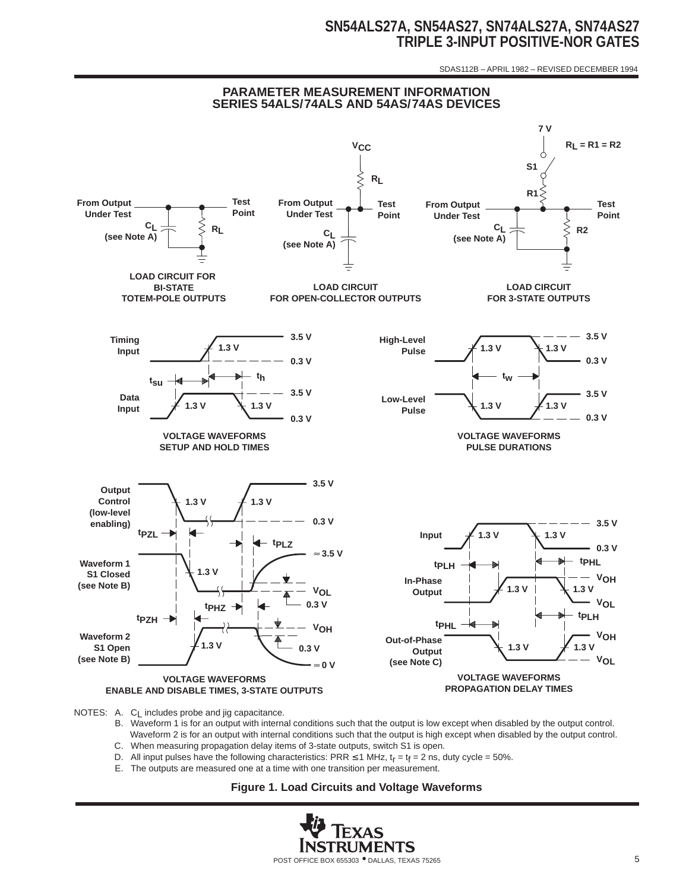## PARAMETER MEASUREMENT INFORMATION
## SERIES 54ALS/74ALS AND 54AS/74AS DEVICES

From Output Under Test
Test Point
$C_L$ (see Note A)
$R_L$
LOAD CIRCUIT FOR BI-STATE TOTEM-POLE OUTPUTS

$V_{CC}$
$R_L$
From Output Under Test
Test Point
$C_L$ (see Note A)
LOAD CIRCUIT FOR OPEN-COLLECTOR OUTPUTS

7 V
$R_L = R1 = R2$
S1
R1
From Output Under Test
Test Point
$C_L$ (see Note A)
R2
LOAD CIRCUIT FOR 3-STATE OUTPUTS

Timing Input
1.3 V
3.5 V
0.3 V
$t_{su}$
$t_h$
Data Input
1.3 V
1.3 V
3.5 V
0.3 V
VOLTAGE WAVEFORMS SETUP AND HOLD TIMES

High-Level Pulse
1.3 V
1.3 V
3.5 V
0.3 V
$t_w$
Low-Level Pulse
1.3 V
1.3 V
3.5 V
0.3 V
VOLTAGE WAVEFORMS PULSE DURATIONS

Output Control (low-level enabling)
1.3 V
1.3 V
3.5 V
0.3 V
$t_{PZL}$
$t_{PLZ}$
≈3.5 V
Waveform 1 S1 Closed (see Note B)
1.3 V
$V_{OL}$
0.3 V
$t_{PHZ}$
$t_{PZH}$
$V_{OH}$
Waveform 2 S1 Open (see Note B)
1.3 V
0.3 V
≈0 V
VOLTAGE WAVEFORMS ENABLE AND DISABLE TIMES, 3-STATE OUTPUTS

Input
1.3 V
1.3 V
3.5 V
0.3 V
$t_{PLH}$
$t_{PHL}$
In-Phase Output
1.3 V
1.3 V
$V_{OH}$
$V_{OL}$
$t_{PHL}$
$t_{PLH}$
Out-of-Phase Output (see Note C)
1.3 V
1.3 V
$V_{OH}$
$V_{OL}$
VOLTAGE WAVEFORMS PROPAGATION DELAY TIMES

NOTES:
A. $C_L$ includes probe and jig capacitance.
B. Waveform 1 is for an output with internal conditions such that the output is low except when disabled by the output control. Waveform 2 is for an output with internal conditions such that the output is high except when disabled by the output control.
C. When measuring propagation delay items of 3-state outputs, switch S1 is open.
D. All input pulses have the following characteristics: PRR ≤ 1 MHz, $t_r = t_f = 2$ ns, duty cycle = 50%.
E. The outputs are measured one at a time with one transition per measurement.

**Figure 1. Load Circuits and Voltage Waveforms**